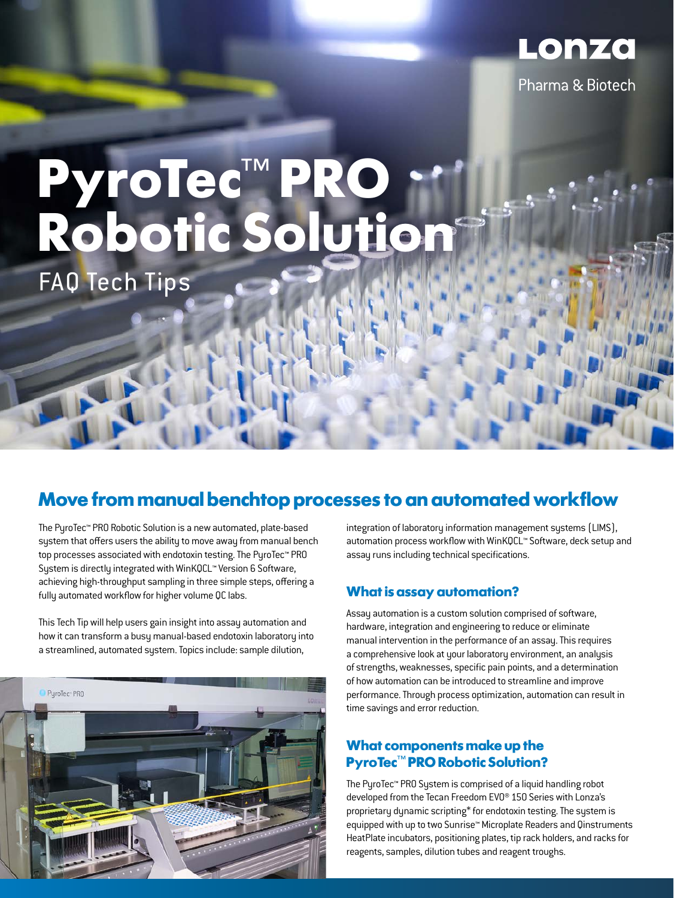Lonza

Pharma & Biotech

# PyroTec™ PRO Robotic Solution

FAQ Tech Tips

## Move from manual benchtop processes to an automated workflow

The PyroTec™ PRO Robotic Solution is a new automated, plate-based system that offers users the ability to move away from manual bench top processes associated with endotoxin testing. The PyroTec™ PRO System is directly integrated with WinKQCL™ Version 6 Software, achieving high-throughput sampling in three simple steps, offering a fully automated workflow for higher volume QC labs.

This Tech Tip will help users gain insight into assay automation and how it can transform a busy manual-based endotoxin laboratory into a streamlined, automated system. Topics include: sample dilution, integration of laboratory information management systems (LIMS), automation process workflow with WinKQCL™ Software, deck setup and assay runs including technical specifications.

### What is assay automation?

Assay automation is a custom solution comprised of software, hardware, integration and engineering to reduce or eliminate manual intervention in the performance of an assay. This requires a comprehensive look at your laboratory environment, an analysis of strengths, weaknesses, specific pain points, and a determination of how automation can be introduced to streamline and improve performance. Through process optimization, automation can result in time savings and error reduction.

### What components make up the PyroTec™ PRO Robotic Solution?

The PyroTec™ PRO System is comprised of a liquid handling robot developed from the Tecan Freedom EVO® 150 Series with Lonza's proprietary dynamic scripting* for endotoxin testing. The system is equipped with up to two Sunrise™ Microplate Readers and Qinstruments HeatPlate incubators, positioning plates, tip rack holders, and racks for reagents, samples, dilution tubes and reagent troughs.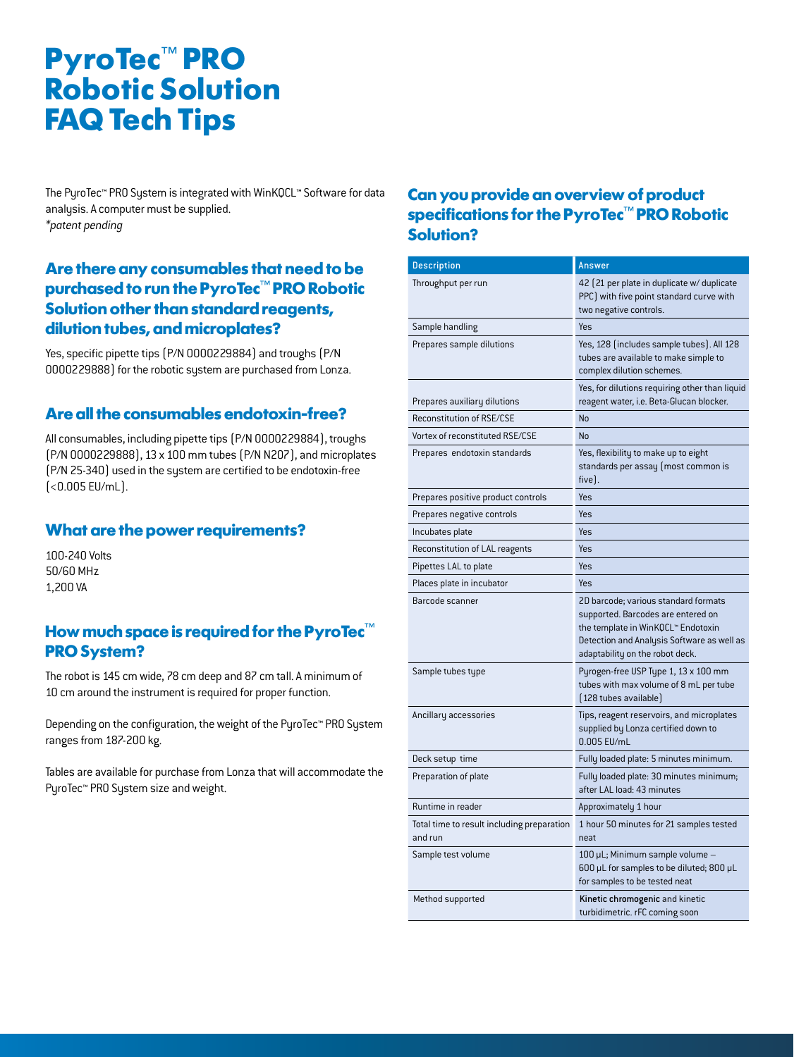# PyroTec™ PRO Robotic Solution FAQ Tech Tips

The PyroTec™ PRO System is integrated with WinKQCL™ Software for data analysis. A computer must be supplied.
*\*patent pending*

## Are there any consumables that need to be purchased to run the PyroTec™ PRO Robotic Solution other than standard reagents, dilution tubes, and microplates?

Yes, specific pipette tips (P/N 0000229884) and troughs (P/N 0000229888) for the robotic system are purchased from Lonza.

## Are all the consumables endotoxin-free?

All consumables, including pipette tips (P/N 0000229884), troughs (P/N 0000229888), 13 x 100 mm tubes (P/N N207), and microplates (P/N 25-340) used in the system are certified to be endotoxin-free (<0.005 EU/mL).

## What are the power requirements?

100-240 Volts
50/60 MHz
1,200 VA

## How much space is required for the PyroTec™ PRO System?

The robot is 145 cm wide, 78 cm deep and 87 cm tall. A minimum of 10 cm around the instrument is required for proper function.

Depending on the configuration, the weight of the PyroTec™ PRO System ranges from 187-200 kg.

Tables are available for purchase from Lonza that will accommodate the PyroTec™ PRO System size and weight.

## Can you provide an overview of product specifications for the PyroTec™ PRO Robotic Solution?

| Description | Answer |
|---|---|
| Throughput per run | 42 (21 per plate in duplicate w/ duplicate PPC) with five point standard curve with two negative controls. |
| Sample handling | Yes |
| Prepares sample dilutions | Yes, 128 (includes sample tubes). All 128 tubes are available to make simple to complex dilution schemes. |
| Prepares auxiliary dilutions | Yes, for dilutions requiring other than liquid reagent water, i.e. Beta-Glucan blocker. |
| Reconstitution of RSE/CSE | No |
| Vortex of reconstituted RSE/CSE | No |
| Prepares endotoxin standards | Yes, flexibility to make up to eight standards per assay (most common is five). |
| Prepares positive product controls | Yes |
| Prepares negative controls | Yes |
| Incubates plate | Yes |
| Reconstitution of LAL reagents | Yes |
| Pipettes LAL to plate | Yes |
| Places plate in incubator | Yes |
| Barcode scanner | 2D barcode; various standard formats supported. Barcodes are entered on the template in WinKQCL™ Endotoxin Detection and Analysis Software as well as adaptability on the robot deck. |
| Sample tubes type | Pyrogen-free USP Type 1, 13 x 100 mm tubes with max volume of 8 mL per tube (128 tubes available) |
| Ancillary accessories | Tips, reagent reservoirs, and microplates supplied by Lonza certified down to 0.005 EU/mL |
| Deck setup time | Fully loaded plate: 5 minutes minimum. |
| Preparation of plate | Fully loaded plate: 30 minutes minimum; after LAL load: 43 minutes |
| Runtime in reader | Approximately 1 hour |
| Total time to result including preparation and run | 1 hour 50 minutes for 21 samples tested neat |
| Sample test volume | 100 µL; Minimum sample volume – 600 µL for samples to be diluted; 800 µL for samples to be tested neat |
| Method supported | **Kinetic chromogenic** and kinetic turbidimetric. rFC coming soon |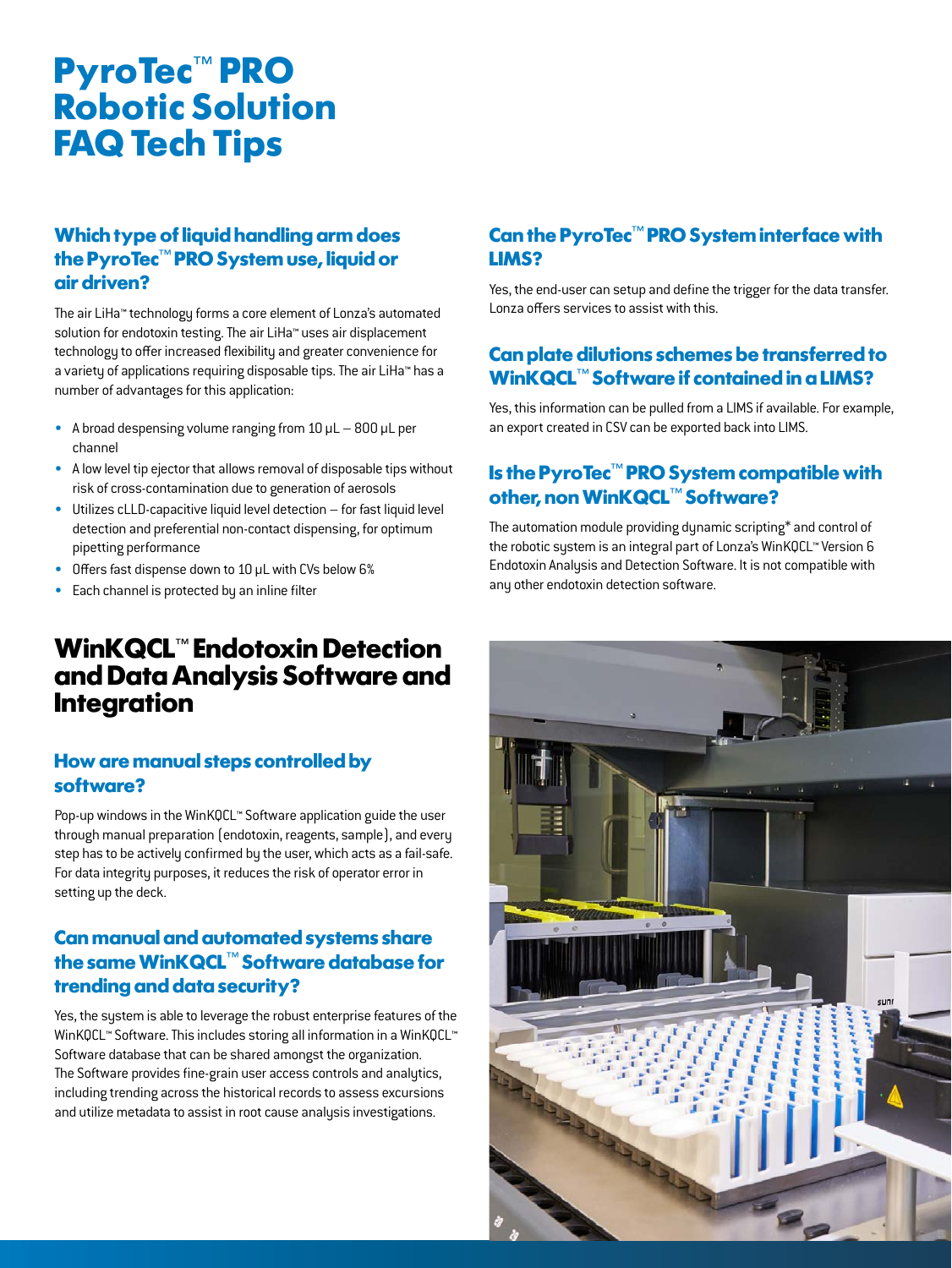# PyroTec™ PRO Robotic Solution FAQ Tech Tips

### Which type of liquid handling arm does the PyroTec™ PRO System use, liquid or air driven?

The air LiHa™ technology forms a core element of Lonza's automated solution for endotoxin testing. The air LiHa™ uses air displacement technology to offer increased flexibility and greater convenience for a variety of applications requiring disposable tips. The air LiHa™ has a number of advantages for this application:

- A broad despensing volume ranging from 10 µL – 800 µL per channel
- A low level tip ejector that allows removal of disposable tips without risk of cross-contamination due to generation of aerosols
- Utilizes cLLD-capacitive liquid level detection – for fast liquid level detection and preferential non-contact dispensing, for optimum pipetting performance
- Offers fast dispense down to 10 µL with CVs below 6%
- Each channel is protected by an inline filter

## WinKQCL™ Endotoxin Detection and Data Analysis Software and Integration

### How are manual steps controlled by software?

Pop-up windows in the WinKQCL™ Software application guide the user through manual preparation (endotoxin, reagents, sample), and every step has to be actively confirmed by the user, which acts as a fail-safe. For data integrity purposes, it reduces the risk of operator error in setting up the deck.

### Can manual and automated systems share the same WinKQCL™ Software database for trending and data security?

Yes, the system is able to leverage the robust enterprise features of the WinKQCL™ Software. This includes storing all information in a WinKQCL™ Software database that can be shared amongst the organization. The Software provides fine-grain user access controls and analytics, including trending across the historical records to assess excursions and utilize metadata to assist in root cause analysis investigations.

### Can the PyroTec™ PRO System interface with LIMS?

Yes, the end-user can setup and define the trigger for the data transfer. Lonza offers services to assist with this.

### Can plate dilutions schemes be transferred to WinKQCL™ Software if contained in a LIMS?

Yes, this information can be pulled from a LIMS if available. For example, an export created in CSV can be exported back into LIMS.

### Is the PyroTec™ PRO System compatible with other, non WinKQCL™ Software?

The automation module providing dynamic scripting* and control of the robotic system is an integral part of Lonza's WinKQCL™ Version 6 Endotoxin Analysis and Detection Software. It is not compatible with any other endotoxin detection software.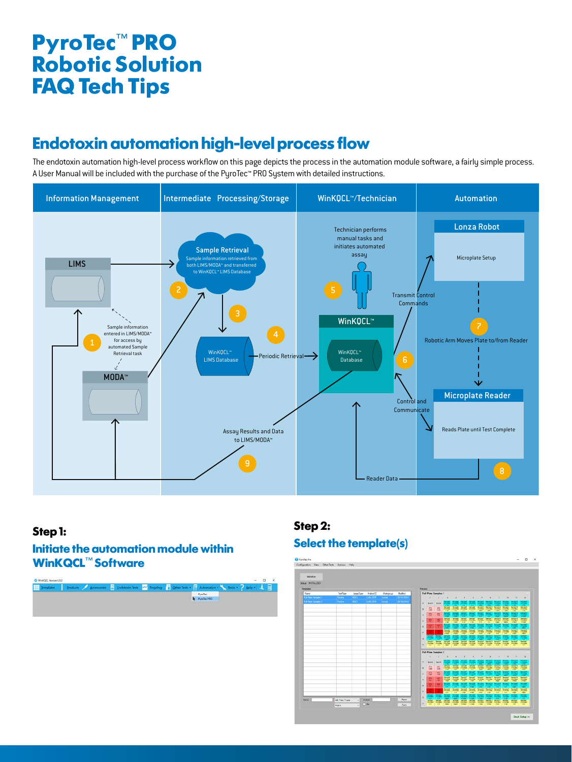# PyroTec™ PRO Robotic Solution FAQ Tech Tips

## Endotoxin automation high-level process flow

The endotoxin automation high-level process workflow on this page depicts the process in the automation module software, a fairly simple process. A User Manual will be included with the purchase of the PyroTec™ PRO System with detailed instructions.

Information Management | Intermediate Processing/Storage | WinKQCL™/Technician | Automation

LIMS

MODA™

1 Sample information entered in LIMS/MODA™ for access by automated Sample Retrieval task

2 Sample Retrieval — Sample information retrieved from both LIMS/MODA™ and transferred to WinKQCL™ LIMS Database

3 WinKQCL™ LIMS Database

4 Periodic Retrieval

5 Technician performs manual tasks and initiates automated assay

WinKQCL™ — WinKQCL™ Database

6 Transmit Control Commands; Control and Communicate

Lonza Robot — Microplate Setup

7 Robotic Arm Moves Plate to/from Reader

Microplate Reader — Reads Plate until Test Complete

8 Reader Data

9 Assay Results and Data to LIMS/MODA™

### Step 1:

### Initiate the automation module within WinKQCL™ Software

### Step 2:

### Select the template(s)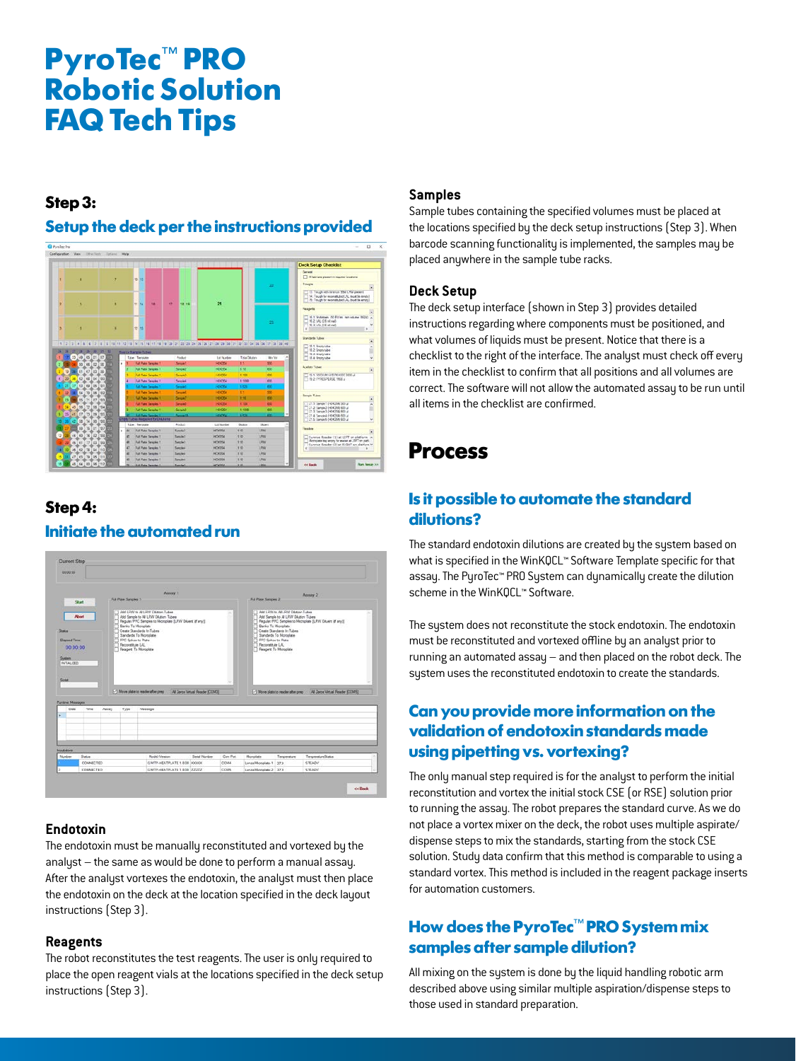# PyroTec™ PRO Robotic Solution FAQ Tech Tips

### Step 3:

## Setup the deck per the instructions provided

### Step 4:

## Initiate the automated run

### Endotoxin

The endotoxin must be manually reconstituted and vortexed by the analyst – the same as would be done to perform a manual assay. After the analyst vortexes the endotoxin, the analyst must then place the endotoxin on the deck at the location specified in the deck layout instructions (Step 3).

### Reagents

The robot reconstitutes the test reagents. The user is only required to place the open reagent vials at the locations specified in the deck setup instructions (Step 3).

### Samples

Sample tubes containing the specified volumes must be placed at the locations specified by the deck setup instructions (Step 3). When barcode scanning functionality is implemented, the samples may be placed anywhere in the sample tube racks.

### Deck Setup

The deck setup interface (shown in Step 3) provides detailed instructions regarding where components must be positioned, and what volumes of liquids must be present. Notice that there is a checklist to the right of the interface. The analyst must check off every item in the checklist to confirm that all positions and all volumes are correct. The software will not allow the automated assay to be run until all items in the checklist are confirmed.

# Process

## Is it possible to automate the standard dilutions?

The standard endotoxin dilutions are created by the system based on what is specified in the WinKQCL™ Software Template specific for that assay. The PyroTec™ PRO System can dynamically create the dilution scheme in the WinKQCL™ Software.

The system does not reconstitute the stock endotoxin. The endotoxin must be reconstituted and vortexed offline by an analyst prior to running an automated assay – and then placed on the robot deck. The system uses the reconstituted endotoxin to create the standards.

## Can you provide more information on the validation of endotoxin standards made using pipetting vs. vortexing?

The only manual step required is for the analyst to perform the initial reconstitution and vortex the initial stock CSE (or RSE) solution prior to running the assay. The robot prepares the standard curve. As we do not place a vortex mixer on the deck, the robot uses multiple aspirate/dispense steps to mix the standards, starting from the stock CSE solution. Study data confirm that this method is comparable to using a standard vortex. This method is included in the reagent package inserts for automation customers.

## How does the PyroTec™ PRO System mix samples after sample dilution?

All mixing on the system is done by the liquid handling robotic arm described above using similar multiple aspiration/dispense steps to those used in standard preparation.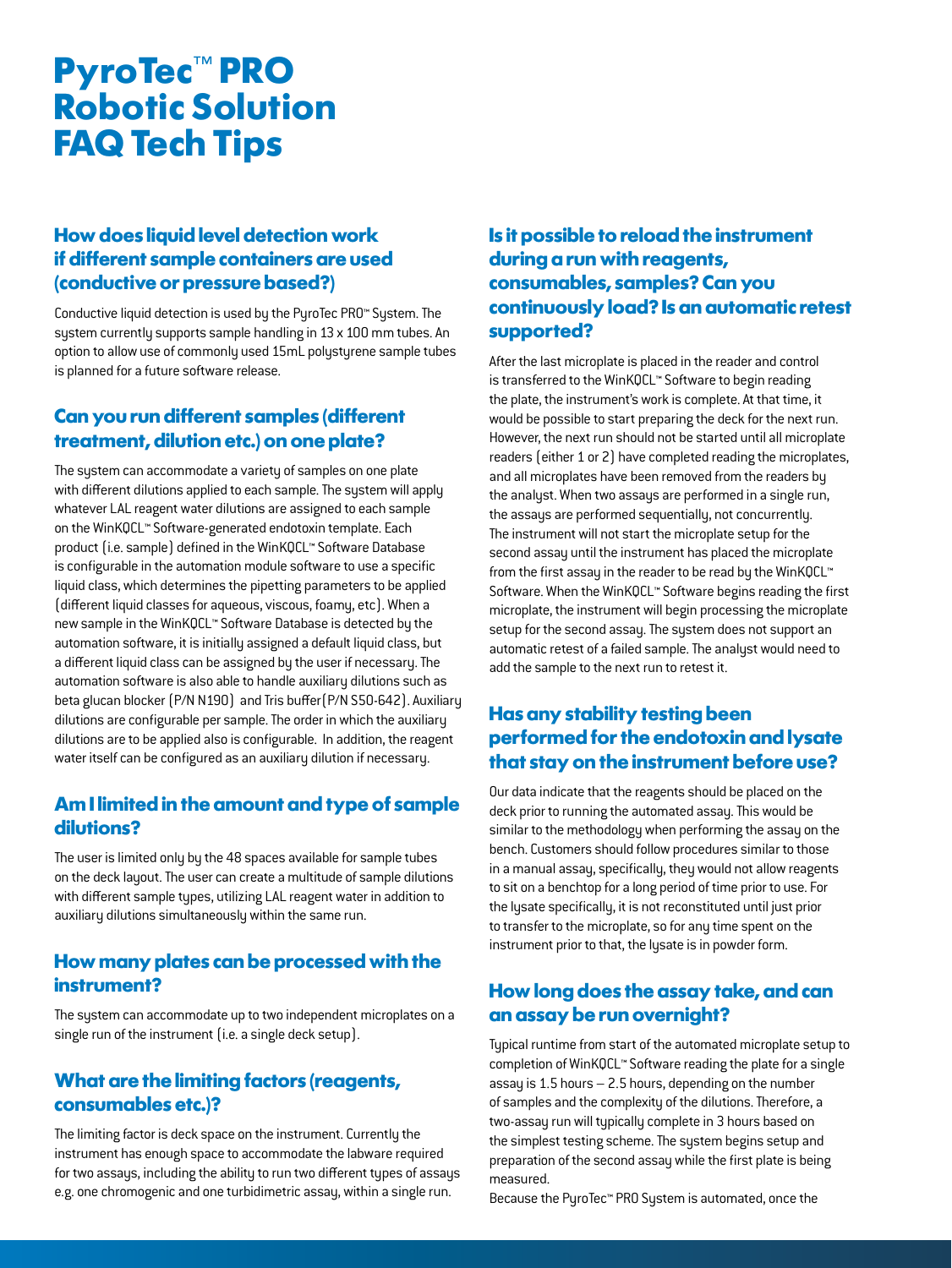# PyroTec™ PRO Robotic Solution FAQ Tech Tips

## How does liquid level detection work if different sample containers are used (conductive or pressure based?)

Conductive liquid detection is used by the PyroTec PRO™ System. The system currently supports sample handling in 13 x 100 mm tubes. An option to allow use of commonly used 15mL polystyrene sample tubes is planned for a future software release.

## Can you run different samples (different treatment, dilution etc.) on one plate?

The system can accommodate a variety of samples on one plate with different dilutions applied to each sample. The system will apply whatever LAL reagent water dilutions are assigned to each sample on the WinKQCL™ Software-generated endotoxin template. Each product (i.e. sample) defined in the WinKQCL™ Software Database is configurable in the automation module software to use a specific liquid class, which determines the pipetting parameters to be applied (different liquid classes for aqueous, viscous, foamy, etc). When a new sample in the WinKQCL™ Software Database is detected by the automation software, it is initially assigned a default liquid class, but a different liquid class can be assigned by the user if necessary. The automation software is also able to handle auxiliary dilutions such as beta glucan blocker (P/N N190) and Tris buffer(P/N S50-642). Auxiliary dilutions are configurable per sample. The order in which the auxiliary dilutions are to be applied also is configurable. In addition, the reagent water itself can be configured as an auxiliary dilution if necessary.

## Am I limited in the amount and type of sample dilutions?

The user is limited only by the 48 spaces available for sample tubes on the deck layout. The user can create a multitude of sample dilutions with different sample types, utilizing LAL reagent water in addition to auxiliary dilutions simultaneously within the same run.

## How many plates can be processed with the instrument?

The system can accommodate up to two independent microplates on a single run of the instrument (i.e. a single deck setup).

## What are the limiting factors (reagents, consumables etc.)?

The limiting factor is deck space on the instrument. Currently the instrument has enough space to accommodate the labware required for two assays, including the ability to run two different types of assays e.g. one chromogenic and one turbidimetric assay, within a single run.

## Is it possible to reload the instrument during a run with reagents, consumables, samples? Can you continuously load? Is an automatic retest supported?

After the last microplate is placed in the reader and control is transferred to the WinKQCL™ Software to begin reading the plate, the instrument's work is complete. At that time, it would be possible to start preparing the deck for the next run. However, the next run should not be started until all microplate readers (either 1 or 2) have completed reading the microplates, and all microplates have been removed from the readers by the analyst. When two assays are performed in a single run, the assays are performed sequentially, not concurrently. The instrument will not start the microplate setup for the second assay until the instrument has placed the microplate from the first assay in the reader to be read by the WinKQCL™ Software. When the WinKQCL™ Software begins reading the first microplate, the instrument will begin processing the microplate setup for the second assay. The system does not support an automatic retest of a failed sample. The analyst would need to add the sample to the next run to retest it.

## Has any stability testing been performed for the endotoxin and lysate that stay on the instrument before use?

Our data indicate that the reagents should be placed on the deck prior to running the automated assay. This would be similar to the methodology when performing the assay on the bench. Customers should follow procedures similar to those in a manual assay, specifically, they would not allow reagents to sit on a benchtop for a long period of time prior to use. For the lysate specifically, it is not reconstituted until just prior to transfer to the microplate, so for any time spent on the instrument prior to that, the lysate is in powder form.

## How long does the assay take, and can an assay be run overnight?

Typical runtime from start of the automated microplate setup to completion of WinKQCL™ Software reading the plate for a single assay is 1.5 hours – 2.5 hours, depending on the number of samples and the complexity of the dilutions. Therefore, a two-assay run will typically complete in 3 hours based on the simplest testing scheme. The system begins setup and preparation of the second assay while the first plate is being measured.

Because the PyroTec™ PRO System is automated, once the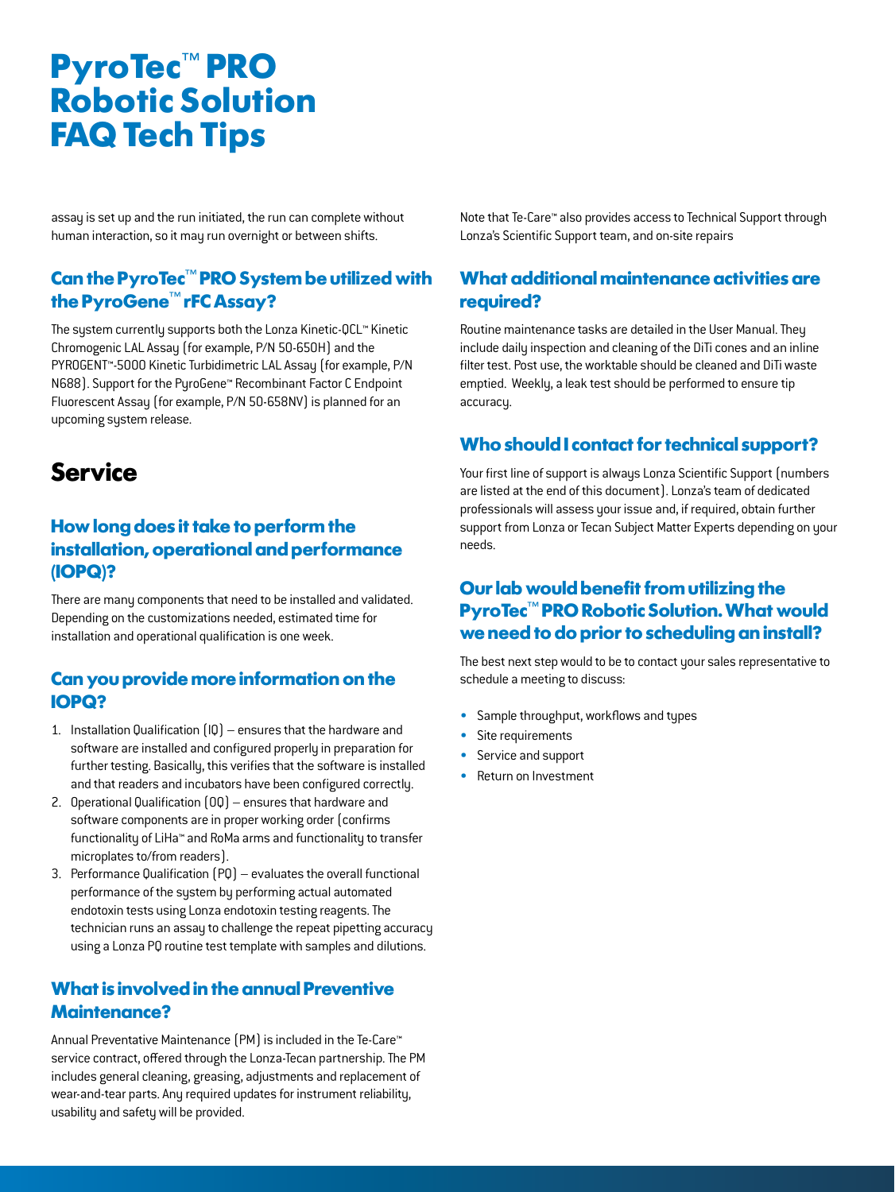# PyroTec™ PRO Robotic Solution FAQ Tech Tips

assay is set up and the run initiated, the run can complete without human interaction, so it may run overnight or between shifts.

### Can the PyroTec™ PRO System be utilized with the PyroGene™ rFC Assay?

The system currently supports both the Lonza Kinetic-QCL™ Kinetic Chromogenic LAL Assay (for example, P/N 50-650H) and the PYROGENT™-5000 Kinetic Turbidimetric LAL Assay (for example, P/N N688). Support for the PyroGene™ Recombinant Factor C Endpoint Fluorescent Assay (for example, P/N 50-658NV) is planned for an upcoming system release.

## Service

### How long does it take to perform the installation, operational and performance (IOPQ)?

There are many components that need to be installed and validated. Depending on the customizations needed, estimated time for installation and operational qualification is one week.

### Can you provide more information on the IOPQ?

1. Installation Qualification (IQ) – ensures that the hardware and software are installed and configured properly in preparation for further testing. Basically, this verifies that the software is installed and that readers and incubators have been configured correctly.
2. Operational Qualification (OQ) – ensures that hardware and software components are in proper working order (confirms functionality of LiHa™ and RoMa arms and functionality to transfer microplates to/from readers).
3. Performance Qualification (PQ) – evaluates the overall functional performance of the system by performing actual automated endotoxin tests using Lonza endotoxin testing reagents. The technician runs an assay to challenge the repeat pipetting accuracy using a Lonza PQ routine test template with samples and dilutions.

### What is involved in the annual Preventive Maintenance?

Annual Preventative Maintenance (PM) is included in the Te-Care™ service contract, offered through the Lonza-Tecan partnership. The PM includes general cleaning, greasing, adjustments and replacement of wear-and-tear parts. Any required updates for instrument reliability, usability and safety will be provided.

Note that Te-Care™ also provides access to Technical Support through Lonza's Scientific Support team, and on-site repairs

### What additional maintenance activities are required?

Routine maintenance tasks are detailed in the User Manual. They include daily inspection and cleaning of the DiTi cones and an inline filter test. Post use, the worktable should be cleaned and DiTi waste emptied. Weekly, a leak test should be performed to ensure tip accuracy.

### Who should I contact for technical support?

Your first line of support is always Lonza Scientific Support (numbers are listed at the end of this document). Lonza's team of dedicated professionals will assess your issue and, if required, obtain further support from Lonza or Tecan Subject Matter Experts depending on your needs.

### Our lab would benefit from utilizing the PyroTec™ PRO Robotic Solution. What would we need to do prior to scheduling an install?

The best next step would to be to contact your sales representative to schedule a meeting to discuss:

- Sample throughput, workflows and types
- Site requirements
- Service and support
- Return on Investment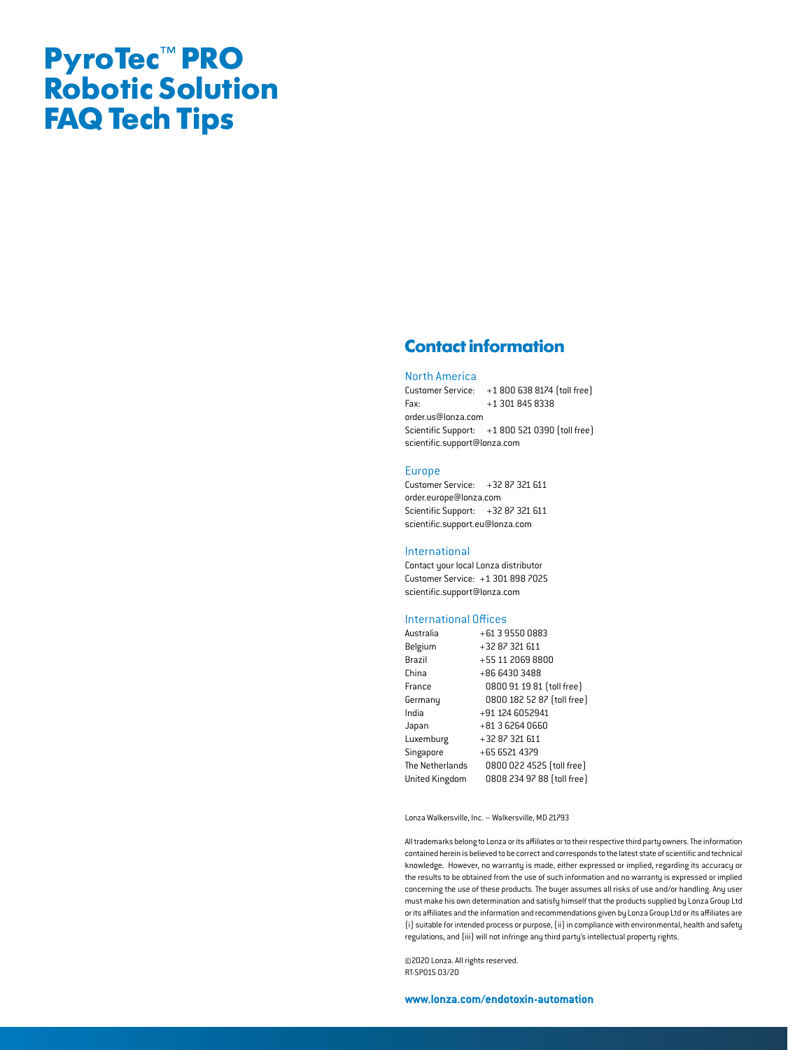# PyroTec™ PRO Robotic Solution FAQ Tech Tips

## Contact information

### North America

Customer Service: +1 800 638 8174 (toll free)
Fax: +1 301 845 8338
order.us@lonza.com
Scientific Support: +1 800 521 0390 (toll free)
scientific.support@lonza.com

### Europe

Customer Service: +32 87 321 611
order.europe@lonza.com
Scientific Support: +32 87 321 611
scientific.support.eu@lonza.com

### International

Contact your local Lonza distributor
Customer Service: +1 301 898 7025
scientific.support@lonza.com

### International Offices

| | |
|---|---|
| Australia | +61 3 9550 0883 |
| Belgium | +32 87 321 611 |
| Brazil | +55 11 2069 8800 |
| China | +86 6430 3488 |
| France | 0800 91 19 81 (toll free) |
| Germany | 0800 182 52 87 (toll free) |
| India | +91 124 6052941 |
| Japan | +81 3 6264 0660 |
| Luxemburg | +32 87 321 611 |
| Singapore | +65 6521 4379 |
| The Netherlands | 0800 022 4525 (toll free) |
| United Kingdom | 0808 234 97 88 (toll free) |

Lonza Walkersville, Inc. – Walkersville, MD 21793

All trademarks belong to Lonza or its affiliates or to their respective third party owners. The information contained herein is believed to be correct and corresponds to the latest state of scientific and technical knowledge. However, no warranty is made, either expressed or implied, regarding its accuracy or the results to be obtained from the use of such information and no warranty is expressed or implied concerning the use of these products. The buyer assumes all risks of use and/or handling. Any user must make his own determination and satisfy himself that the products supplied by Lonza Group Ltd or its affiliates and the information and recommendations given by Lonza Group Ltd or its affiliates are (i) suitable for intended process or purpose, (ii) in compliance with environmental, health and safety regulations, and (iii) will not infringe any third party's intellectual property rights.

©2020 Lonza. All rights reserved.
RT-SP015 03/20

**www.lonza.com/endotoxin-automation**